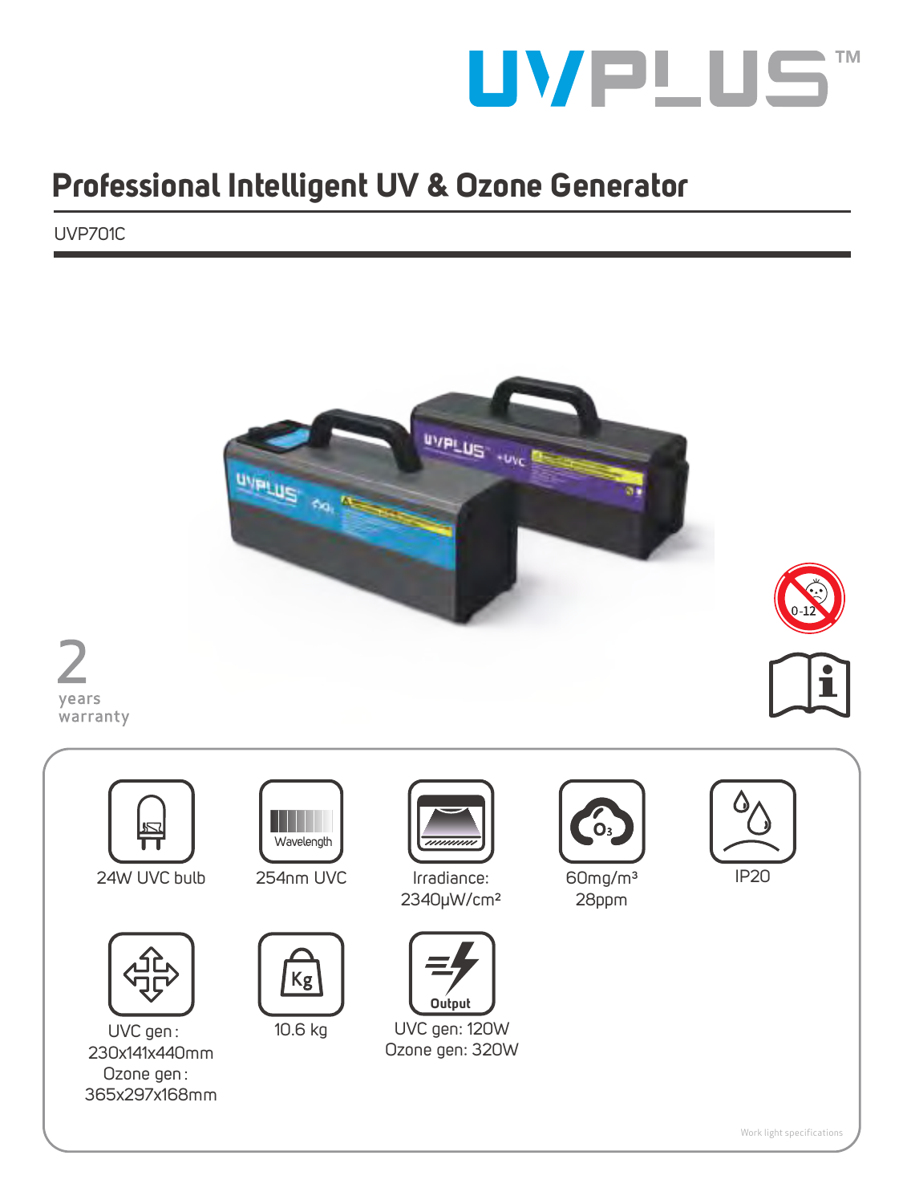# UVPLUS™

## Professional Intelligent UV & Ozone Generator

UVP701C

2
years
warranty

0-12

24W UVC bulb

Wavelength
254nm UVC

Irradiance:
2340μW/cm²

60mg/m³
28ppm

IP20

UVC gen:
230x141x440mm
Ozone gen:
365x297x168mm

Kg
10.6 kg

Output
UVC gen: 120W
Ozone gen: 320W

Work light specifications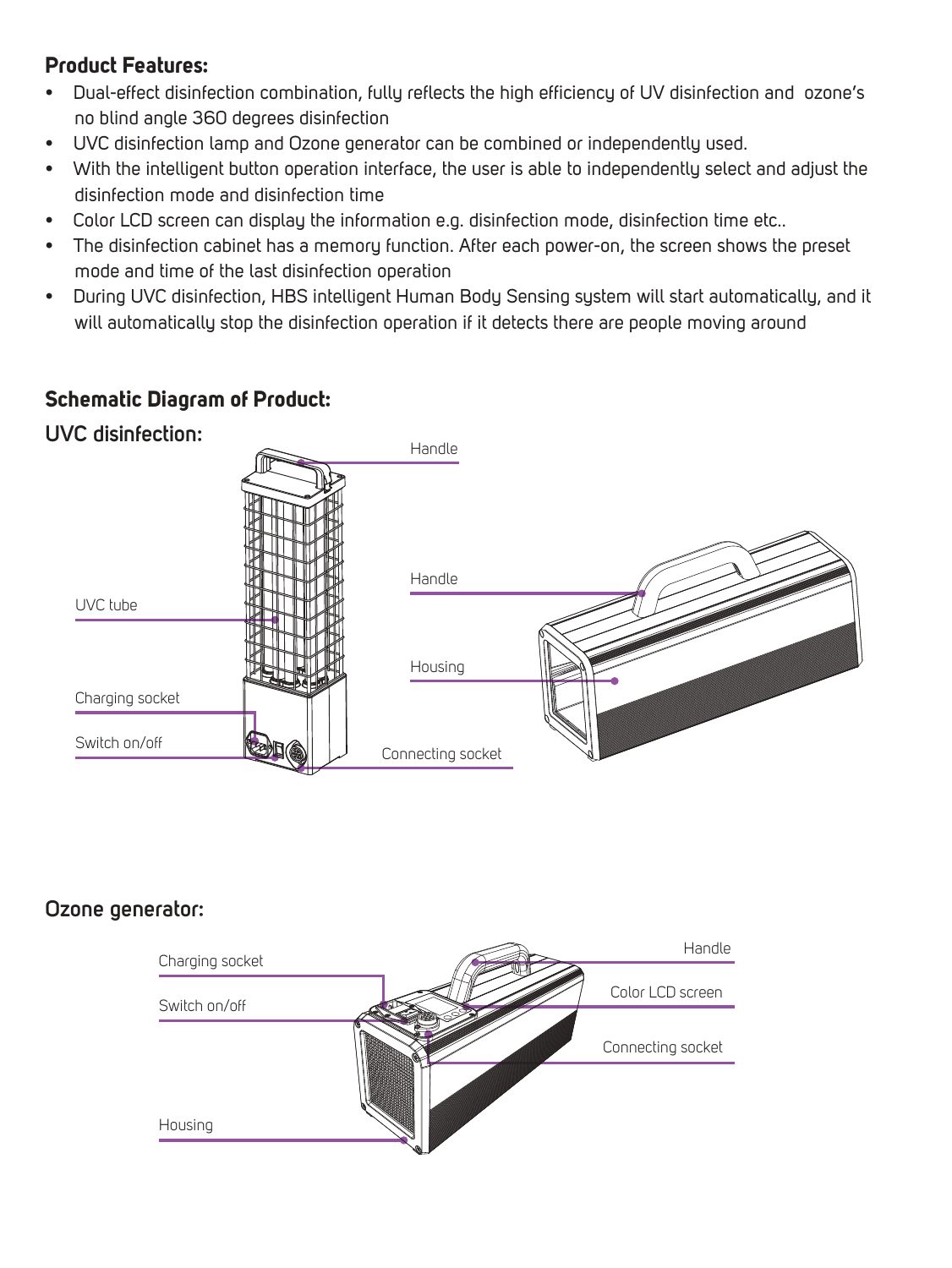## Product Features:

- Dual-effect disinfection combination, fully reflects the high efficiency of UV disinfection and ozone's no blind angle 360 degrees disinfection
- UVC disinfection lamp and Ozone generator can be combined or independently used.
- With the intelligent button operation interface, the user is able to independently select and adjust the disinfection mode and disinfection time
- Color LCD screen can display the information e.g. disinfection mode, disinfection time etc..
- The disinfection cabinet has a memory function. After each power-on, the screen shows the preset mode and time of the last disinfection operation
- During UVC disinfection, HBS intelligent Human Body Sensing system will start automatically, and it will automatically stop the disinfection operation if it detects there are people moving around

## Schematic Diagram of Product:

### UVC disinfection:

Handle

UVC tube

Charging socket

Switch on/off

Connecting socket

Handle

Housing

### Ozone generator:

Charging socket

Switch on/off

Housing

Handle

Color LCD screen

Connecting socket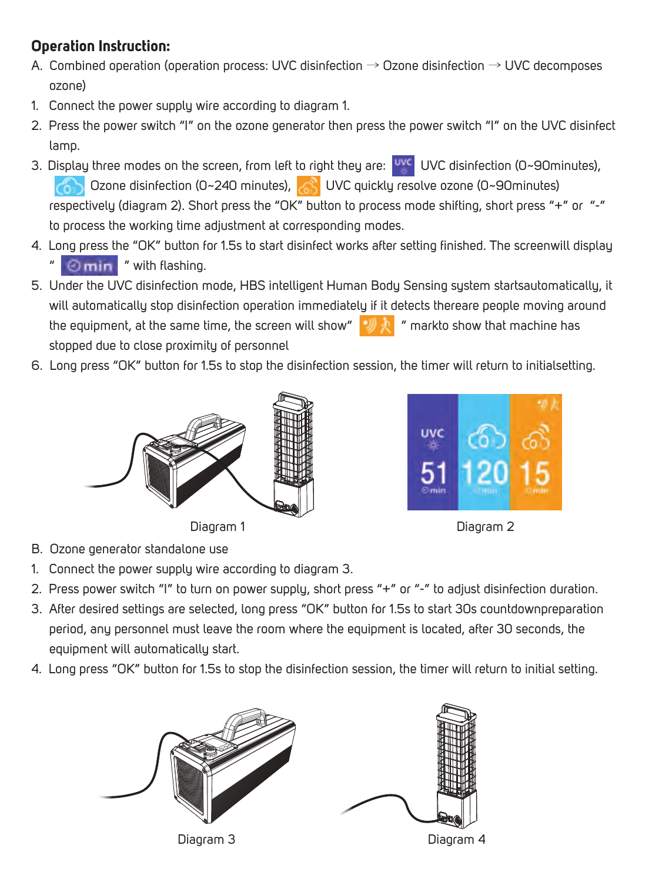**Operation Instruction:**

A. Combined operation (operation process: UVC disinfection → Ozone disinfection → UVC decomposes ozone)

1. Connect the power supply wire according to diagram 1.
2. Press the power switch "I" on the ozone generator then press the power switch "I" on the UVC disinfect lamp.
3. Display three modes on the screen, from left to right they are: UVC disinfection (0~90minutes), Ozone disinfection (0~240 minutes), UVC quickly resolve ozone (0~90minutes) respectively (diagram 2). Short press the "OK" button to process mode shifting, short press "+" or "-" to process the working time adjustment at corresponding modes.
4. Long press the "OK" button for 1.5s to start disinfect works after setting finished. The screenwill display " min " with flashing.
5. Under the UVC disinfection mode, HBS intelligent Human Body Sensing system startsautomatically, it will automatically stop disinfection operation immediately if it detects thereare people moving around the equipment, at the same time, the screen will show" " markto show that machine has stopped due to close proximity of personnel
6. Long press "OK" button for 1.5s to stop the disinfection session, the timer will return to initialsetting.

Diagram 1

UVC

51 min

120

15

Diagram 2

B. Ozone generator standalone use

1. Connect the power supply wire according to diagram 3.
2. Press power switch "I" to turn on power supply, short press "+" or "-" to adjust disinfection duration.
3. After desired settings are selected, long press "OK" button for 1.5s to start 30s countdownpreparation period, any personnel must leave the room where the equipment is located, after 30 seconds, the equipment will automatically start.
4. Long press "OK" button for 1.5s to stop the disinfection session, the timer will return to initial setting.

Diagram 3

Diagram 4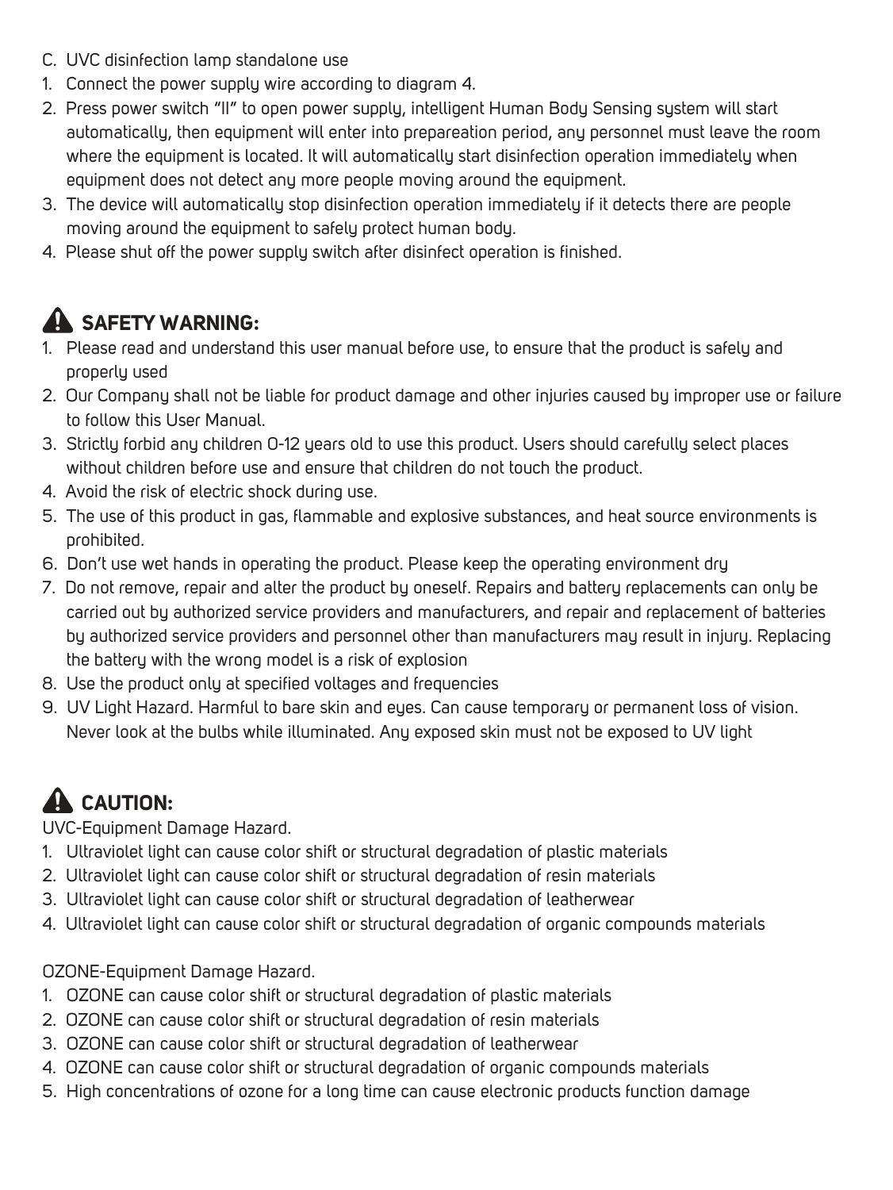C. UVC disinfection lamp standalone use

1. Connect the power supply wire according to diagram 4.
2. Press power switch "II" to open power supply, intelligent Human Body Sensing system will start automatically, then equipment will enter into prepareation period, any personnel must leave the room where the equipment is located. It will automatically start disinfection operation immediately when equipment does not detect any more people moving around the equipment.
3. The device will automatically stop disinfection operation immediately if it detects there are people moving around the equipment to safely protect human body.
4. Please shut off the power supply switch after disinfect operation is finished.

## ⚠ SAFETY WARNING:

1. Please read and understand this user manual before use, to ensure that the product is safely and properly used
2. Our Company shall not be liable for product damage and other injuries caused by improper use or failure to follow this User Manual.
3. Strictly forbid any children 0-12 years old to use this product. Users should carefully select places without children before use and ensure that children do not touch the product.
4. Avoid the risk of electric shock during use.
5. The use of this product in gas, flammable and explosive substances, and heat source environments is prohibited.
6. Don't use wet hands in operating the product. Please keep the operating environment dry
7. Do not remove, repair and alter the product by oneself. Repairs and battery replacements can only be carried out by authorized service providers and manufacturers, and repair and replacement of batteries by authorized service providers and personnel other than manufacturers may result in injury. Replacing the battery with the wrong model is a risk of explosion
8. Use the product only at specified voltages and frequencies
9. UV Light Hazard. Harmful to bare skin and eyes. Can cause temporary or permanent loss of vision. Never look at the bulbs while illuminated. Any exposed skin must not be exposed to UV light

## ⚠ CAUTION:

UVC-Equipment Damage Hazard.

1. Ultraviolet light can cause color shift or structural degradation of plastic materials
2. Ultraviolet light can cause color shift or structural degradation of resin materials
3. Ultraviolet light can cause color shift or structural degradation of leatherwear
4. Ultraviolet light can cause color shift or structural degradation of organic compounds materials

OZONE-Equipment Damage Hazard.

1. OZONE can cause color shift or structural degradation of plastic materials
2. OZONE can cause color shift or structural degradation of resin materials
3. OZONE can cause color shift or structural degradation of leatherwear
4. OZONE can cause color shift or structural degradation of organic compounds materials
5. High concentrations of ozone for a long time can cause electronic products function damage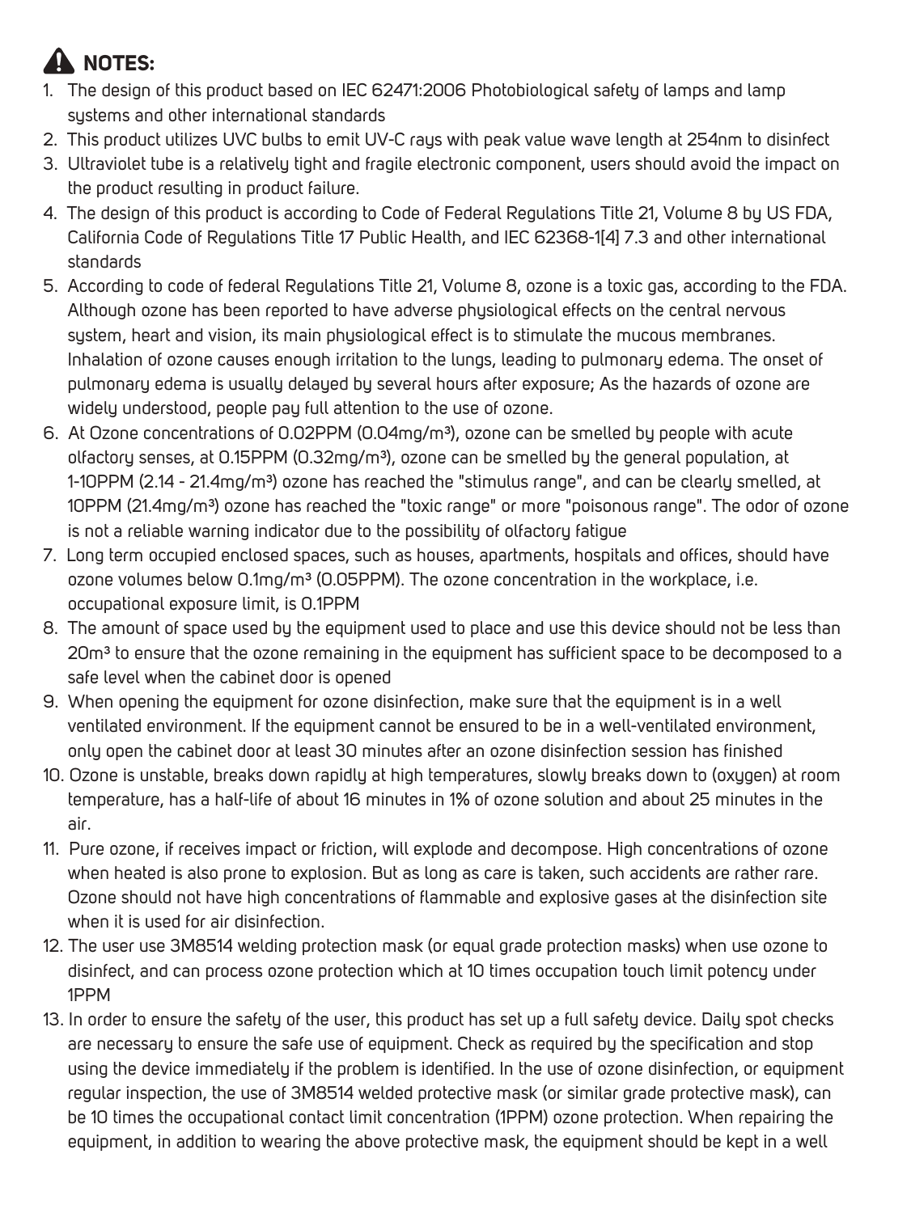## ⚠ NOTES:

1. The design of this product based on IEC 62471:2006 Photobiological safety of lamps and lamp systems and other international standards
2. This product utilizes UVC bulbs to emit UV-C rays with peak value wave length at 254nm to disinfect
3. Ultraviolet tube is a relatively tight and fragile electronic component, users should avoid the impact on the product resulting in product failure.
4. The design of this product is according to Code of Federal Regulations Title 21, Volume 8 by US FDA, California Code of Regulations Title 17 Public Health, and IEC 62368-1[4] 7.3 and other international standards
5. According to code of federal Regulations Title 21, Volume 8, ozone is a toxic gas, according to the FDA. Although ozone has been reported to have adverse physiological effects on the central nervous system, heart and vision, its main physiological effect is to stimulate the mucous membranes. Inhalation of ozone causes enough irritation to the lungs, leading to pulmonary edema. The onset of pulmonary edema is usually delayed by several hours after exposure; As the hazards of ozone are widely understood, people pay full attention to the use of ozone.
6. At Ozone concentrations of 0.02PPM (0.04mg/m³), ozone can be smelled by people with acute olfactory senses, at 0.15PPM (0.32mg/m³), ozone can be smelled by the general population, at 1-10PPM (2.14 - 21.4mg/m³) ozone has reached the "stimulus range", and can be clearly smelled, at 10PPM (21.4mg/m³) ozone has reached the "toxic range" or more "poisonous range". The odor of ozone is not a reliable warning indicator due to the possibility of olfactory fatigue
7. Long term occupied enclosed spaces, such as houses, apartments, hospitals and offices, should have ozone volumes below 0.1mg/m³ (0.05PPM). The ozone concentration in the workplace, i.e. occupational exposure limit, is 0.1PPM
8. The amount of space used by the equipment used to place and use this device should not be less than 20m³ to ensure that the ozone remaining in the equipment has sufficient space to be decomposed to a safe level when the cabinet door is opened
9. When opening the equipment for ozone disinfection, make sure that the equipment is in a well ventilated environment. If the equipment cannot be ensured to be in a well-ventilated environment, only open the cabinet door at least 30 minutes after an ozone disinfection session has finished
10. Ozone is unstable, breaks down rapidly at high temperatures, slowly breaks down to (oxygen) at room temperature, has a half-life of about 16 minutes in 1% of ozone solution and about 25 minutes in the air.
11. Pure ozone, if receives impact or friction, will explode and decompose. High concentrations of ozone when heated is also prone to explosion. But as long as care is taken, such accidents are rather rare. Ozone should not have high concentrations of flammable and explosive gases at the disinfection site when it is used for air disinfection.
12. The user use 3M8514 welding protection mask (or equal grade protection masks) when use ozone to disinfect, and can process ozone protection which at 10 times occupation touch limit potency under 1PPM
13. In order to ensure the safety of the user, this product has set up a full safety device. Daily spot checks are necessary to ensure the safe use of equipment. Check as required by the specification and stop using the device immediately if the problem is identified. In the use of ozone disinfection, or equipment regular inspection, the use of 3M8514 welded protective mask (or similar grade protective mask), can be 10 times the occupational contact limit concentration (1PPM) ozone protection. When repairing the equipment, in addition to wearing the above protective mask, the equipment should be kept in a well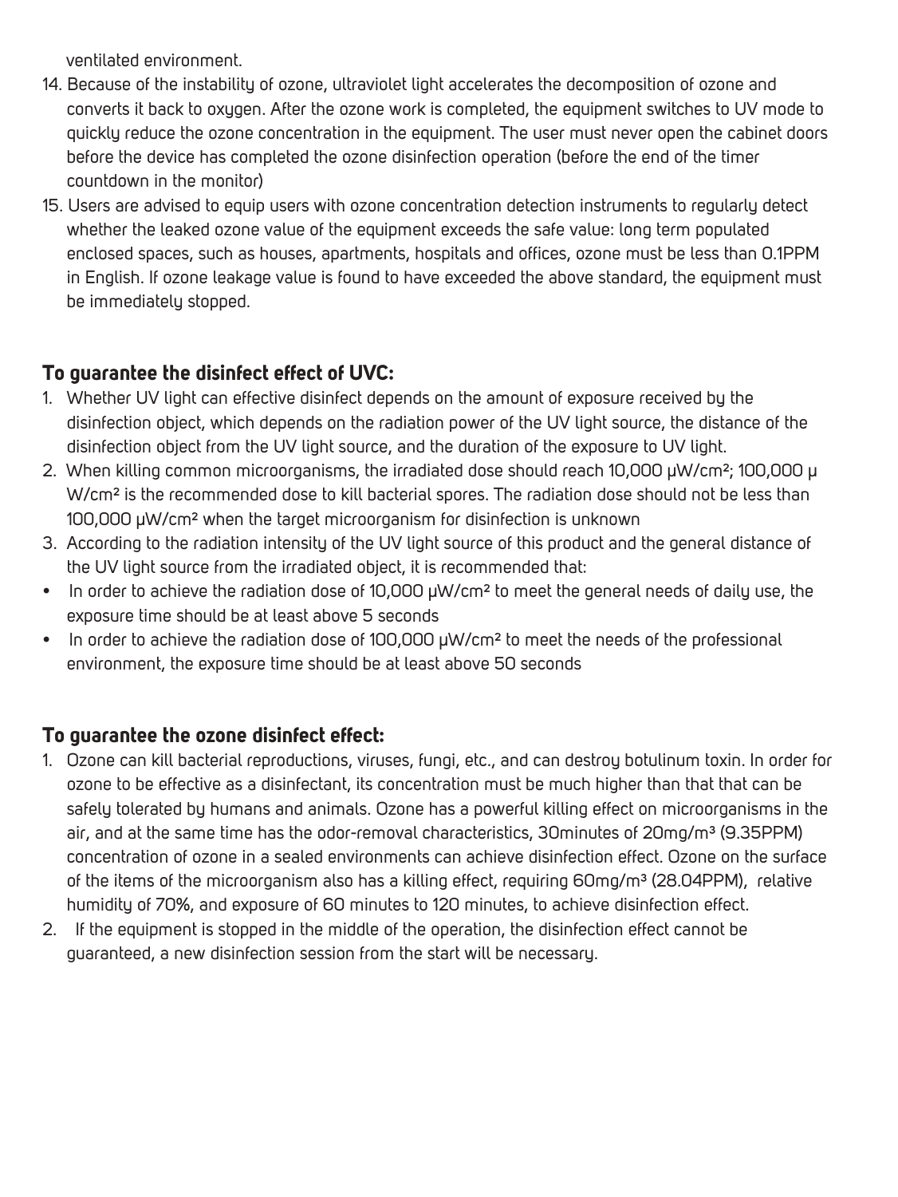ventilated environment.

14. Because of the instability of ozone, ultraviolet light accelerates the decomposition of ozone and converts it back to oxygen. After the ozone work is completed, the equipment switches to UV mode to quickly reduce the ozone concentration in the equipment. The user must never open the cabinet doors before the device has completed the ozone disinfection operation (before the end of the timer countdown in the monitor)
15. Users are advised to equip users with ozone concentration detection instruments to regularly detect whether the leaked ozone value of the equipment exceeds the safe value: long term populated enclosed spaces, such as houses, apartments, hospitals and offices, ozone must be less than 0.1PPM in English. If ozone leakage value is found to have exceeded the above standard, the equipment must be immediately stopped.

## To guarantee the disinfect effect of UVC:

1. Whether UV light can effective disinfect depends on the amount of exposure received by the disinfection object, which depends on the radiation power of the UV light source, the distance of the disinfection object from the UV light source, and the duration of the exposure to UV light.
2. When killing common microorganisms, the irradiated dose should reach 10,000 μW/cm²; 100,000 μW/cm² is the recommended dose to kill bacterial spores. The radiation dose should not be less than 100,000 μW/cm² when the target microorganism for disinfection is unknown
3. According to the radiation intensity of the UV light source of this product and the general distance of the UV light source from the irradiated object, it is recommended that:

- In order to achieve the radiation dose of 10,000 μW/cm² to meet the general needs of daily use, the exposure time should be at least above 5 seconds
- In order to achieve the radiation dose of 100,000 μW/cm² to meet the needs of the professional environment, the exposure time should be at least above 50 seconds

## To guarantee the ozone disinfect effect:

1. Ozone can kill bacterial reproductions, viruses, fungi, etc., and can destroy botulinum toxin. In order for ozone to be effective as a disinfectant, its concentration must be much higher than that that can be safely tolerated by humans and animals. Ozone has a powerful killing effect on microorganisms in the air, and at the same time has the odor-removal characteristics, 30minutes of 20mg/m³ (9.35PPM) concentration of ozone in a sealed environments can achieve disinfection effect. Ozone on the surface of the items of the microorganism also has a killing effect, requiring 60mg/m³ (28.04PPM), relative humidity of 70%, and exposure of 60 minutes to 120 minutes, to achieve disinfection effect.
2. If the equipment is stopped in the middle of the operation, the disinfection effect cannot be guaranteed, a new disinfection session from the start will be necessary.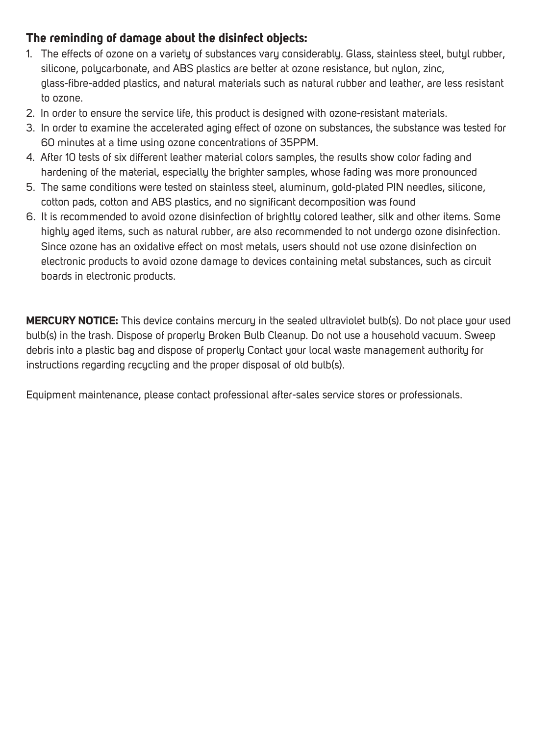## The reminding of damage about the disinfect objects:

1. The effects of ozone on a variety of substances vary considerably. Glass, stainless steel, butyl rubber, silicone, polycarbonate, and ABS plastics are better at ozone resistance, but nylon, zinc, glass-fibre-added plastics, and natural materials such as natural rubber and leather, are less resistant to ozone.
2. In order to ensure the service life, this product is designed with ozone-resistant materials.
3. In order to examine the accelerated aging effect of ozone on substances, the substance was tested for 60 minutes at a time using ozone concentrations of 35PPM.
4. After 10 tests of six different leather material colors samples, the results show color fading and hardening of the material, especially the brighter samples, whose fading was more pronounced
5. The same conditions were tested on stainless steel, aluminum, gold-plated PIN needles, silicone, cotton pads, cotton and ABS plastics, and no significant decomposition was found
6. It is recommended to avoid ozone disinfection of brightly colored leather, silk and other items. Some highly aged items, such as natural rubber, are also recommended to not undergo ozone disinfection. Since ozone has an oxidative effect on most metals, users should not use ozone disinfection on electronic products to avoid ozone damage to devices containing metal substances, such as circuit boards in electronic products.

**MERCURY NOTICE:** This device contains mercury in the sealed ultraviolet bulb(s). Do not place your used bulb(s) in the trash. Dispose of properly Broken Bulb Cleanup. Do not use a household vacuum. Sweep debris into a plastic bag and dispose of properly Contact your local waste management authority for instructions regarding recycling and the proper disposal of old bulb(s).

Equipment maintenance, please contact professional after-sales service stores or professionals.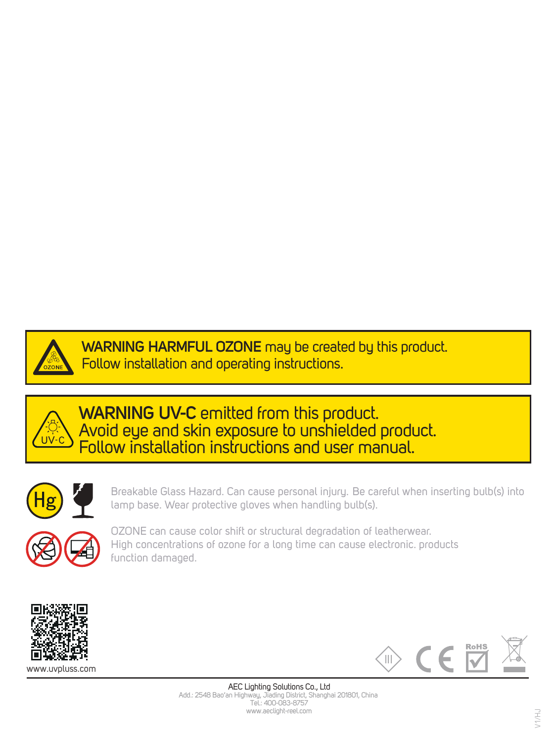**WARNING HARMFUL OZONE** may be created by this product.
Follow installation and operating instructions.

**WARNING UV-C** emitted from this product.
Avoid eye and skin exposure to unshielded product.
Follow installation instructions and user manual.

Breakable Glass Hazard. Can cause personal injury. Be careful when inserting bulb(s) into lamp base. Wear protective gloves when handling bulb(s).

OZONE can cause color shift or structural degradation of leatherwear.
High concentrations of ozone for a long time can cause electronic. products function damaged.

www.uvpluss.com

AEC Lighting Solutions Co., Ltd
Add.: 2548 Bao'an Highway, Jiading District, Shanghai 201801, China
Tel.: 400-083-8757
www.aeclight-reel.com

V1/HJ